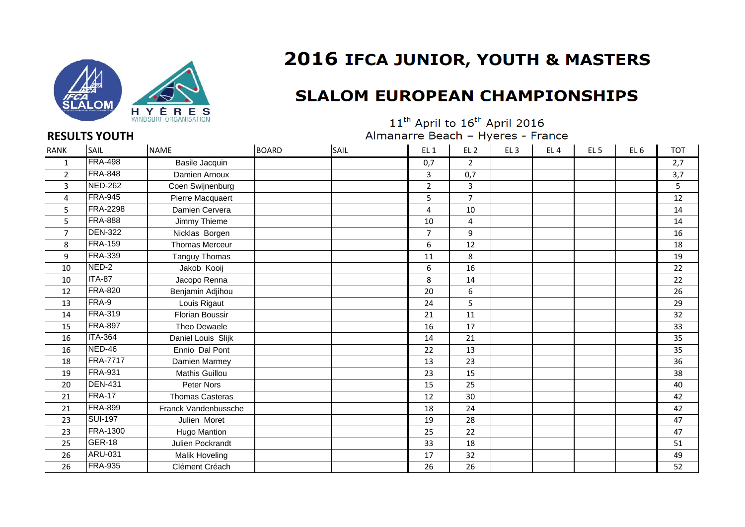# 2016 IFCA JUNIOR, YOUTH & MASTERS

## SLALOM EUROPEAN CHAMPIONSHIPS

11th April to 16th April 2016
Almanarre Beach – Hyeres - France

### RESULTS YOUTH

| RANK | SAIL | NAME | BOARD | SAIL | EL 1 | EL 2 | EL 3 | EL 4 | EL 5 | EL 6 | TOT |
|---|---|---|---|---|---|---|---|---|---|---|---|
| 1 | FRA-498 | Basile Jacquin | | | 0,7 | 2 | | | | | 2,7 |
| 2 | FRA-848 | Damien Arnoux | | | 3 | 0,7 | | | | | 3,7 |
| 3 | NED-262 | Coen Swijnenburg | | | 2 | 3 | | | | | 5 |
| 4 | FRA-945 | Pierre Macquaert | | | 5 | 7 | | | | | 12 |
| 5 | FRA-2298 | Damien Cervera | | | 4 | 10 | | | | | 14 |
| 5 | FRA-888 | Jimmy Thieme | | | 10 | 4 | | | | | 14 |
| 7 | DEN-322 | Nicklas Borgen | | | 7 | 9 | | | | | 16 |
| 8 | FRA-159 | Thomas Merceur | | | 6 | 12 | | | | | 18 |
| 9 | FRA-339 | Tanguy Thomas | | | 11 | 8 | | | | | 19 |
| 10 | NED-2 | Jakob Kooij | | | 6 | 16 | | | | | 22 |
| 10 | ITA-87 | Jacopo Renna | | | 8 | 14 | | | | | 22 |
| 12 | FRA-820 | Benjamin Adjihou | | | 20 | 6 | | | | | 26 |
| 13 | FRA-9 | Louis Rigaut | | | 24 | 5 | | | | | 29 |
| 14 | FRA-319 | Florian Boussir | | | 21 | 11 | | | | | 32 |
| 15 | FRA-897 | Theo Dewaele | | | 16 | 17 | | | | | 33 |
| 16 | ITA-364 | Daniel Louis Slijk | | | 14 | 21 | | | | | 35 |
| 16 | NED-46 | Ennio Dal Pont | | | 22 | 13 | | | | | 35 |
| 18 | FRA-7717 | Damien Marmey | | | 13 | 23 | | | | | 36 |
| 19 | FRA-931 | Mathis Guillou | | | 23 | 15 | | | | | 38 |
| 20 | DEN-431 | Peter Nors | | | 15 | 25 | | | | | 40 |
| 21 | FRA-17 | Thomas Casteras | | | 12 | 30 | | | | | 42 |
| 21 | FRA-899 | Franck Vandenbussche | | | 18 | 24 | | | | | 42 |
| 23 | SUI-197 | Julien Moret | | | 19 | 28 | | | | | 47 |
| 23 | FRA-1300 | Hugo Mantion | | | 25 | 22 | | | | | 47 |
| 25 | GER-18 | Julien Pockrandt | | | 33 | 18 | | | | | 51 |
| 26 | ARU-031 | Malik Hoveling | | | 17 | 32 | | | | | 49 |
| 26 | FRA-935 | Clément Créach | | | 26 | 26 | | | | | 52 |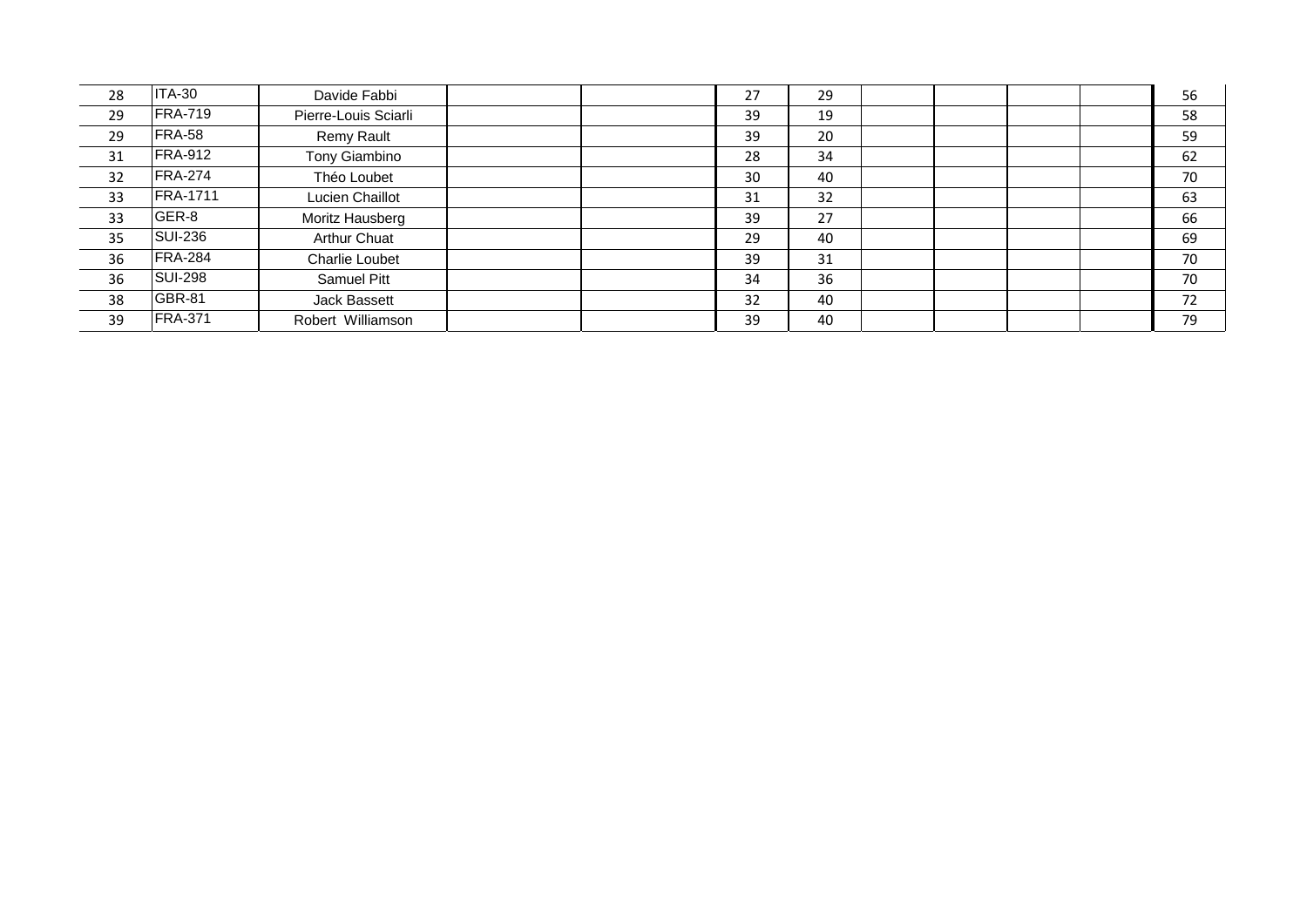| | | | | | | | | | | | |
|---|---|---|---|---|---|---|---|---|---|---|---|
| 28 | ITA-30 | Davide Fabbi | | | 27 | 29 | | | | | 56 |
| 29 | FRA-719 | Pierre-Louis Sciarli | | | 39 | 19 | | | | | 58 |
| 29 | FRA-58 | Remy Rault | | | 39 | 20 | | | | | 59 |
| 31 | FRA-912 | Tony Giambino | | | 28 | 34 | | | | | 62 |
| 32 | FRA-274 | Théo Loubet | | | 30 | 40 | | | | | 70 |
| 33 | FRA-1711 | Lucien Chaillot | | | 31 | 32 | | | | | 63 |
| 33 | GER-8 | Moritz Hausberg | | | 39 | 27 | | | | | 66 |
| 35 | SUI-236 | Arthur Chuat | | | 29 | 40 | | | | | 69 |
| 36 | FRA-284 | Charlie Loubet | | | 39 | 31 | | | | | 70 |
| 36 | SUI-298 | Samuel Pitt | | | 34 | 36 | | | | | 70 |
| 38 | GBR-81 | Jack Bassett | | | 32 | 40 | | | | | 72 |
| 39 | FRA-371 | Robert Williamson | | | 39 | 40 | | | | | 79 |